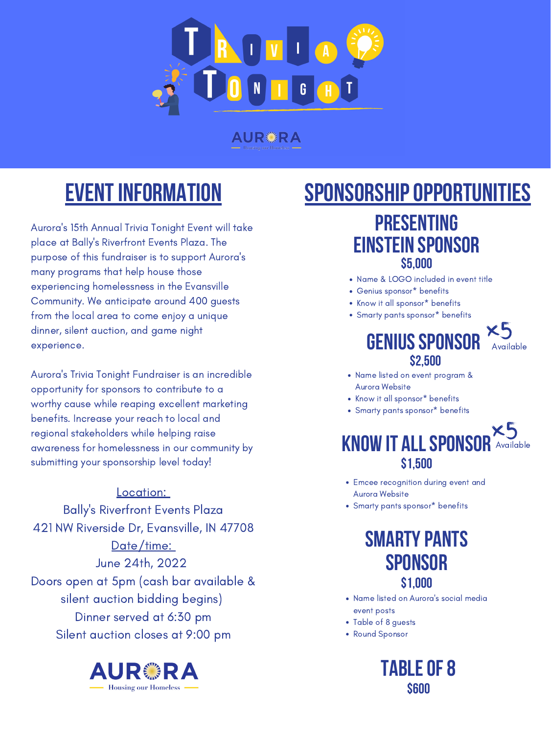# Trivia Tonight

AURORA
Housing our Homeless

## EVENT INFORMATION

Aurora's 15th Annual Trivia Tonight Event will take place at Bally's Riverfront Events Plaza. The purpose of this fundraiser is to support Aurora's many programs that help house those experiencing homelessness in the Evansville Community. We anticipate around 400 guests from the local area to come enjoy a unique dinner, silent auction, and game night experience.

Aurora's Trivia Tonight Fundraiser is an incredible opportunity for sponsors to contribute to a worthy cause while reaping excellent marketing benefits. Increase your reach to local and regional stakeholders while helping raise awareness for homelessness in our community by submitting your sponsorship level today!

Location:
Bally's Riverfront Events Plaza
421 NW Riverside Dr, Evansville, IN 47708

Date/time:
June 24th, 2022
Doors open at 5pm (cash bar available & silent auction bidding begins)
Dinner served at 6:30 pm
Silent auction closes at 9:00 pm

AURORA
Housing our Homeless

## SPONSORSHIP OPPORTUNITIES

### PRESENTING EINSTEIN SPONSOR
**$5,000**

- Name & LOGO included in event title
- Genius sponsor* benefits
- Know it all sponsor* benefits
- Smarty pants sponsor* benefits

### GENIUS SPONSOR
x5 Available

**$2,500**

- Name listed on event program & Aurora Website
- Know it all sponsor* benefits
- Smarty pants sponsor* benefits

### KNOW IT ALL SPONSOR
x5 Available

**$1,500**

- Emcee recognition during event and Aurora Website
- Smarty pants sponsor* benefits

### SMARTY PANTS SPONSOR
**$1,000**

- Name listed on Aurora's social media event posts
- Table of 8 guests
- Round Sponsor

### TABLE OF 8
**$600**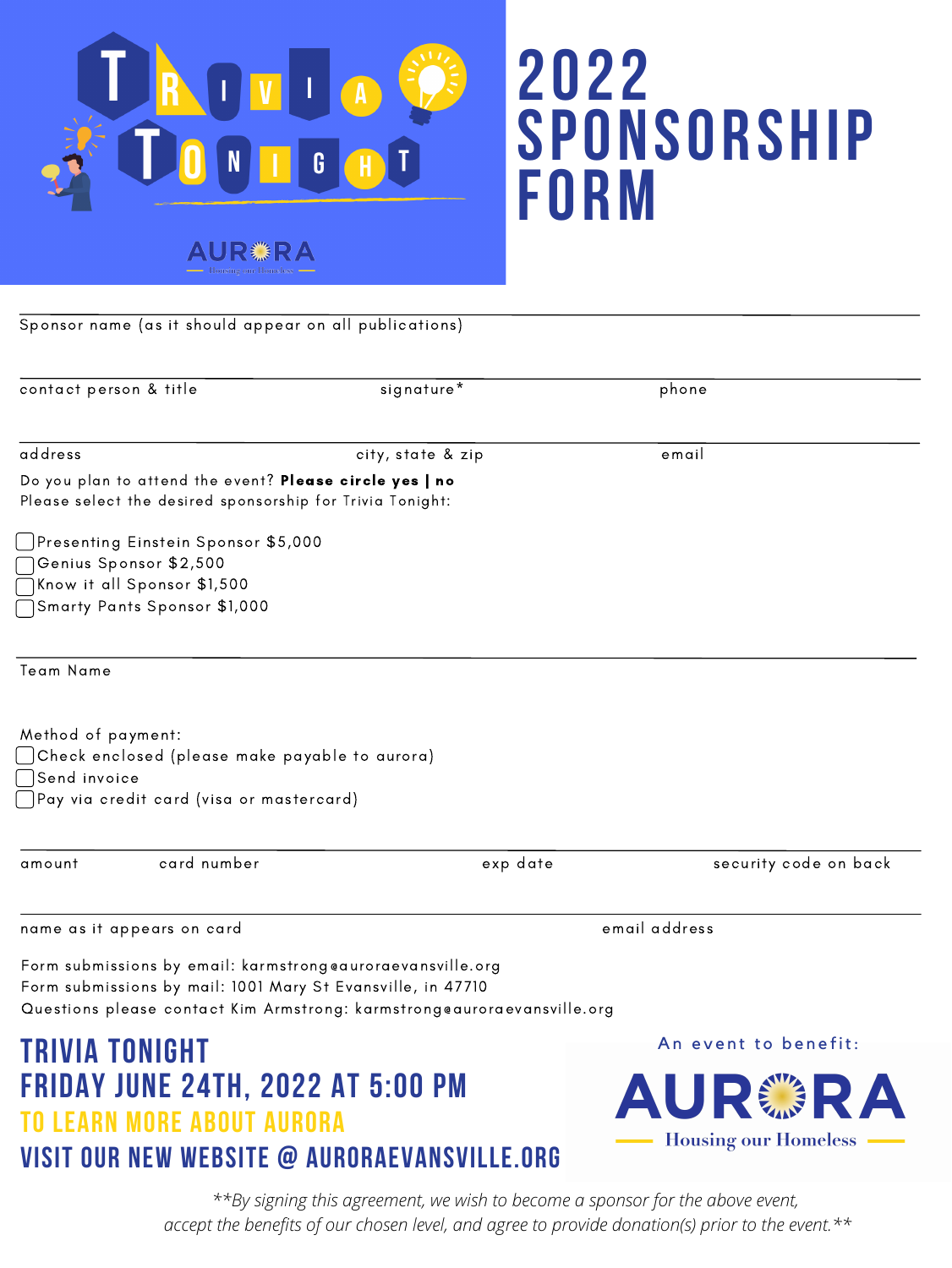# 2022 SPONSORSHIP FORM

Trivia Tonight

AURORA — Housing our Homeless —

Sponsor name (as it should appear on all publications)

contact person & title | signature* | phone

address | city, state & zip | email

Do you plan to attend the event? **Please circle yes | no**

Please select the desired sponsorship for Trivia Tonight:

- ☐ Presenting Einstein Sponsor $5,000
- ☐ Genius Sponsor $2,500
- ☐ Know it all Sponsor $1,500
- ☐ Smarty Pants Sponsor $1,000

Team Name

Method of payment:

- ☐ Check enclosed (please make payable to aurora)
- ☐ Send invoice
- ☐ Pay via credit card (visa or mastercard)

amount | card number | exp date | security code on back

name as it appears on card | email address

Form submissions by email: karmstrong@auroraevansville.org

Form submissions by mail: 1001 Mary St Evansville, in 47710

Questions please contact Kim Armstrong: karmstrong@auroraevansville.org

## TRIVIA TONIGHT
## FRIDAY JUNE 24TH, 2022 AT 5:00 PM
## TO LEARN MORE ABOUT AURORA
## VISIT OUR NEW WEBSITE @ AURORAEVANSVILLE.ORG

An event to benefit:

AURORA — Housing our Homeless —

*\*\*By signing this agreement, we wish to become a sponsor for the above event, accept the benefits of our chosen level, and agree to provide donation(s) prior to the event.\*\**